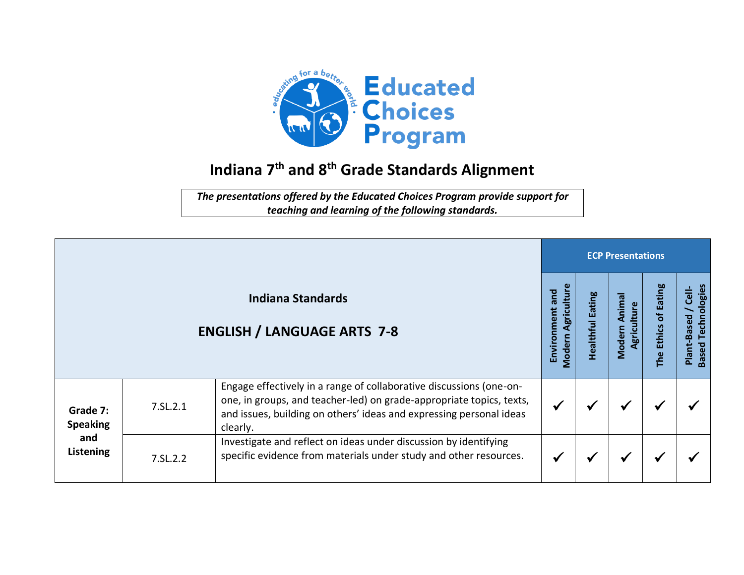# Educated Choices Program

## Indiana 7th and 8th Grade Standards Alignment

*The presentations offered by the Educated Choices Program provide support for teaching and learning of the following standards.*

| Indiana Standards ENGLISH / LANGUAGE ARTS 7-8 | | | ECP Presentations | | | | |
|---|---|---|---|---|---|---|---|
| | | | Environment and Modern Agriculture | Healthful Eating | Modern Animal Agriculture | The Ethics of Eating | Plant-Based / Cell-Based Technologies |
| Grade 7: Speaking and Listening | 7.SL.2.1 | Engage effectively in a range of collaborative discussions (one-on-one, in groups, and teacher-led) on grade-appropriate topics, texts, and issues, building on others' ideas and expressing personal ideas clearly. | ✓ | ✓ | ✓ | ✓ | ✓ |
| | 7.SL.2.2 | Investigate and reflect on ideas under discussion by identifying specific evidence from materials under study and other resources. | ✓ | ✓ | ✓ | ✓ | ✓ |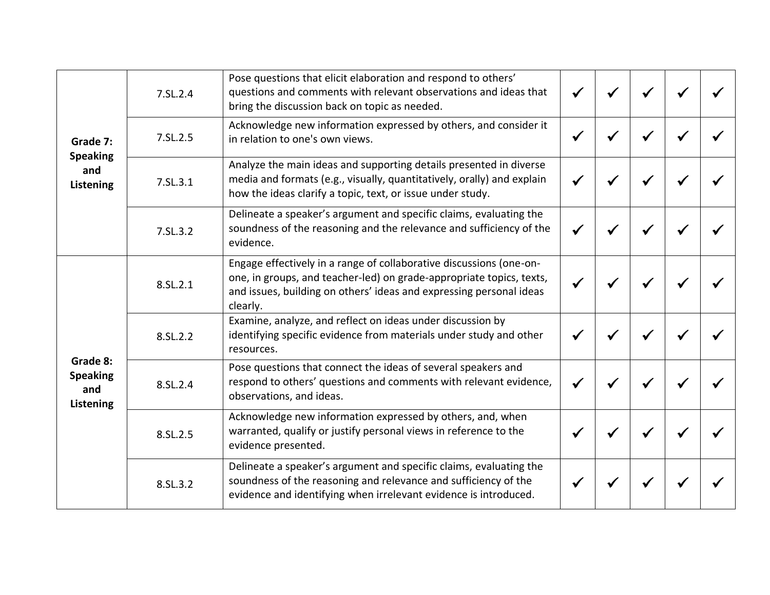|  |  |  |  |  |  |  |  |
|---|---|---|---|---|---|---|---|
| Grade 7: Speaking and Listening | 7.SL.2.4 | Pose questions that elicit elaboration and respond to others' questions and comments with relevant observations and ideas that bring the discussion back on topic as needed. | ✓ | ✓ | ✓ | ✓ | ✓ |
|  | 7.SL.2.5 | Acknowledge new information expressed by others, and consider it in relation to one's own views. | ✓ | ✓ | ✓ | ✓ | ✓ |
|  | 7.SL.3.1 | Analyze the main ideas and supporting details presented in diverse media and formats (e.g., visually, quantitatively, orally) and explain how the ideas clarify a topic, text, or issue under study. | ✓ | ✓ | ✓ | ✓ | ✓ |
|  | 7.SL.3.2 | Delineate a speaker's argument and specific claims, evaluating the soundness of the reasoning and the relevance and sufficiency of the evidence. | ✓ | ✓ | ✓ | ✓ | ✓ |
| Grade 8: Speaking and Listening | 8.SL.2.1 | Engage effectively in a range of collaborative discussions (one-on-one, in groups, and teacher-led) on grade-appropriate topics, texts, and issues, building on others' ideas and expressing personal ideas clearly. | ✓ | ✓ | ✓ | ✓ | ✓ |
|  | 8.SL.2.2 | Examine, analyze, and reflect on ideas under discussion by identifying specific evidence from materials under study and other resources. | ✓ | ✓ | ✓ | ✓ | ✓ |
|  | 8.SL.2.4 | Pose questions that connect the ideas of several speakers and respond to others' questions and comments with relevant evidence, observations, and ideas. | ✓ | ✓ | ✓ | ✓ | ✓ |
|  | 8.SL.2.5 | Acknowledge new information expressed by others, and, when warranted, qualify or justify personal views in reference to the evidence presented. | ✓ | ✓ | ✓ | ✓ | ✓ |
|  | 8.SL.3.2 | Delineate a speaker's argument and specific claims, evaluating the soundness of the reasoning and relevance and sufficiency of the evidence and identifying when irrelevant evidence is introduced. | ✓ | ✓ | ✓ | ✓ | ✓ |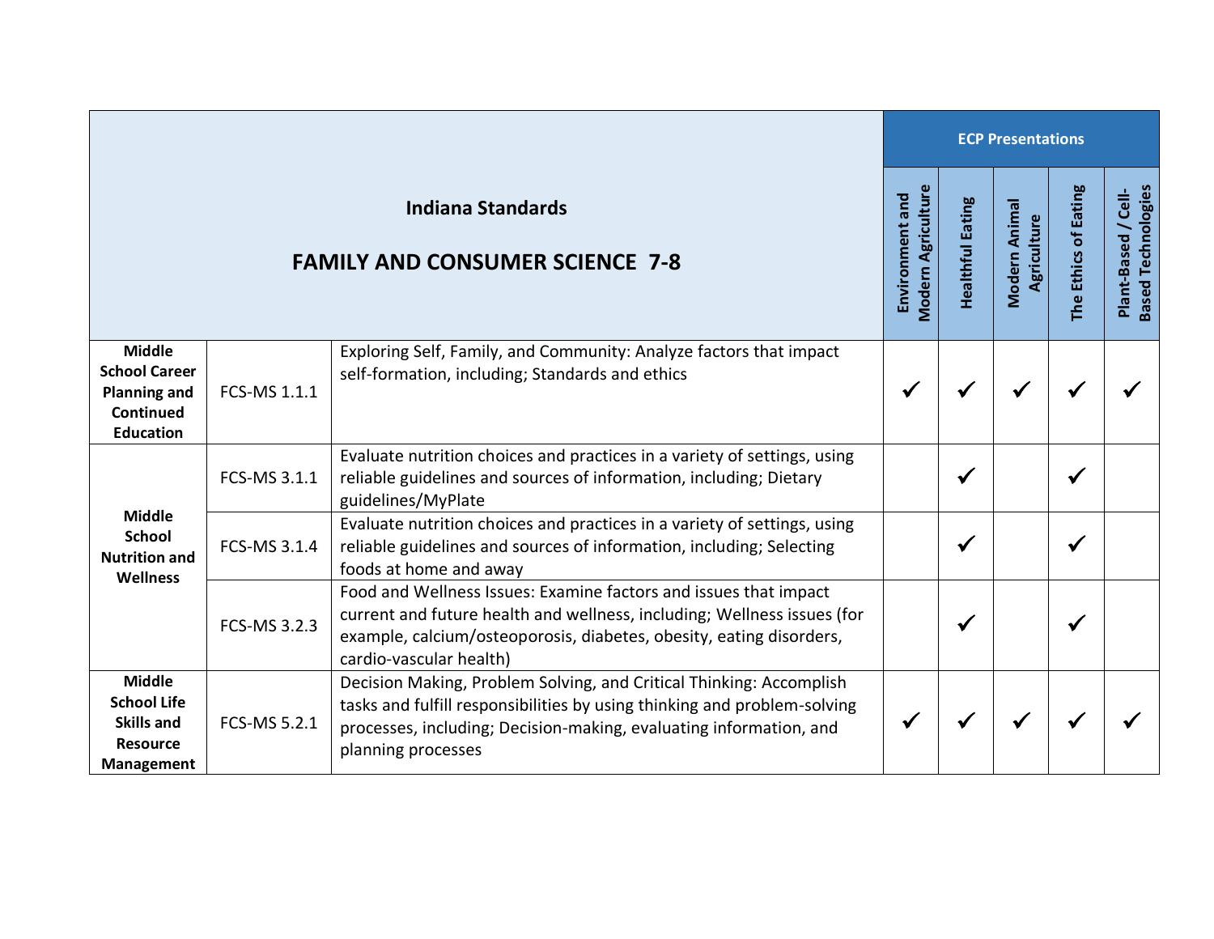| Indiana Standards<br><br>FAMILY AND CONSUMER SCIENCE 7-8 | | | ECP Presentations | | | | |
|---|---|---|---|---|---|---|---|
| | | | Environment and Modern Agriculture | Healthful Eating | Modern Animal Agriculture | The Ethics of Eating | Plant-Based / Cell-Based Technologies |
| **Middle School Career Planning and Continued Education** | FCS-MS 1.1.1 | Exploring Self, Family, and Community: Analyze factors that impact self-formation, including; Standards and ethics | ✓ | ✓ | ✓ | ✓ | ✓ |
| **Middle School Nutrition and Wellness** | FCS-MS 3.1.1 | Evaluate nutrition choices and practices in a variety of settings, using reliable guidelines and sources of information, including; Dietary guidelines/MyPlate | | ✓ | | ✓ | |
| | FCS-MS 3.1.4 | Evaluate nutrition choices and practices in a variety of settings, using reliable guidelines and sources of information, including; Selecting foods at home and away | | ✓ | | ✓ | |
| | FCS-MS 3.2.3 | Food and Wellness Issues: Examine factors and issues that impact current and future health and wellness, including; Wellness issues (for example, calcium/osteoporosis, diabetes, obesity, eating disorders, cardio-vascular health) | | ✓ | | ✓ | |
| **Middle School Life Skills and Resource Management** | FCS-MS 5.2.1 | Decision Making, Problem Solving, and Critical Thinking: Accomplish tasks and fulfill responsibilities by using thinking and problem-solving processes, including; Decision-making, evaluating information, and planning processes | ✓ | ✓ | ✓ | ✓ | ✓ |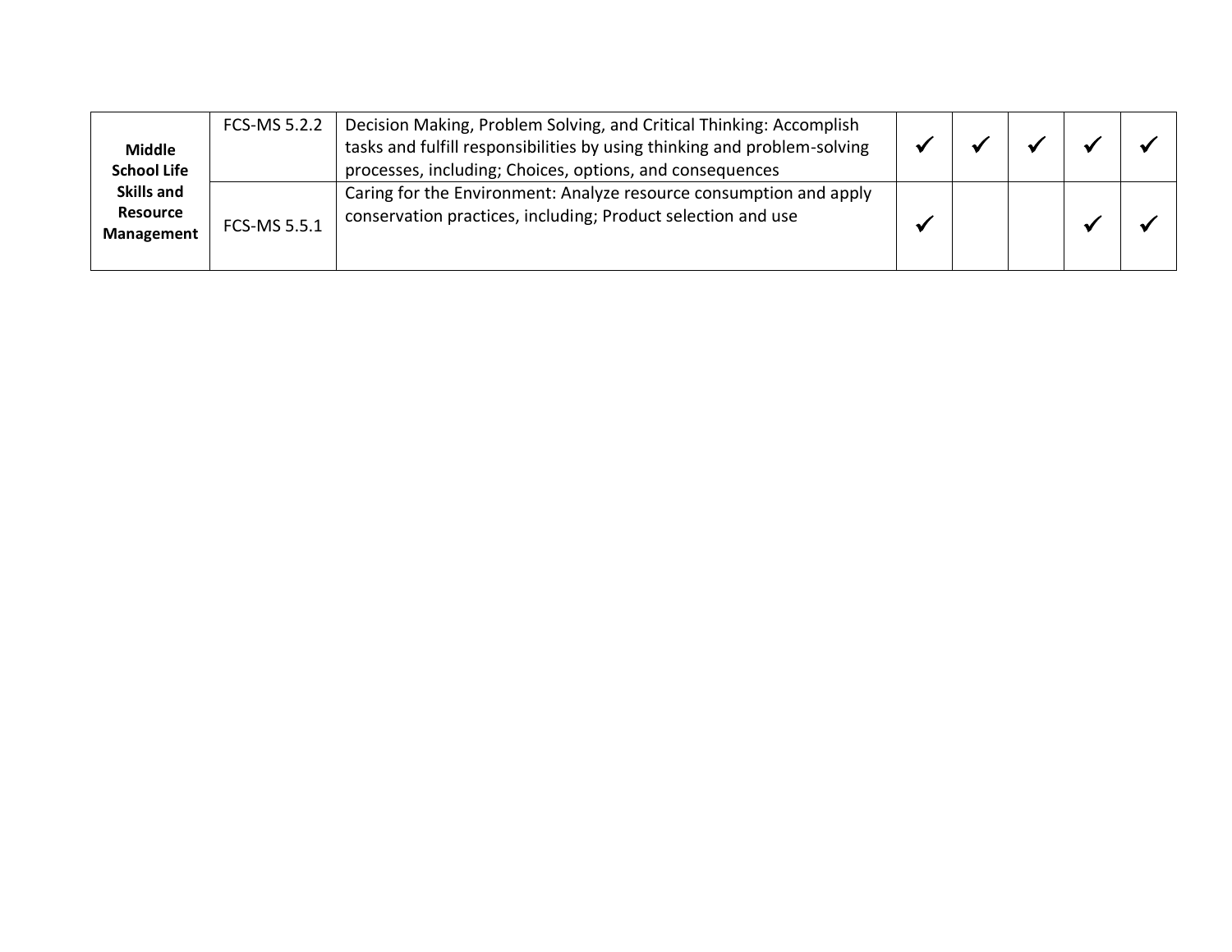| | | | | | | | |
|---|---|---|---|---|---|---|---|
| **Middle School Life Skills and Resource Management** | FCS-MS 5.2.2 | Decision Making, Problem Solving, and Critical Thinking: Accomplish tasks and fulfill responsibilities by using thinking and problem-solving processes, including; Choices, options, and consequences | ✓ | ✓ | ✓ | ✓ | ✓ |
| | FCS-MS 5.5.1 | Caring for the Environment: Analyze resource consumption and apply conservation practices, including; Product selection and use | ✓ | | | ✓ | ✓ |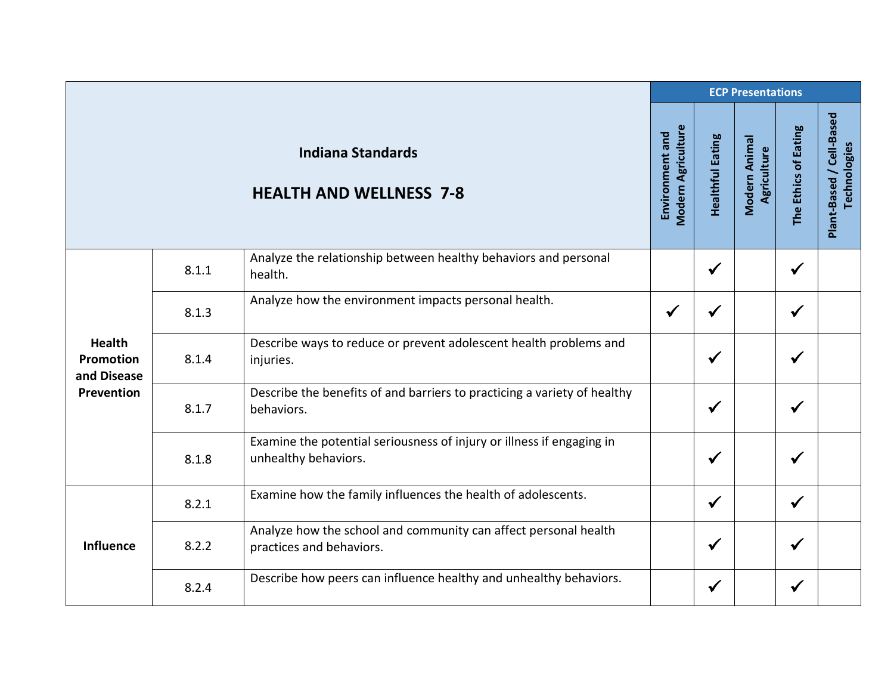| Indiana Standards<br><br>HEALTH AND WELLNESS 7-8 | | | ECP Presentations | | | | |
|---|---|---|---|---|---|---|---|
| | | | Environment and Modern Agriculture | Healthful Eating | Modern Animal Agriculture | The Ethics of Eating | Plant-Based / Cell-Based Technologies |
| **Health Promotion and Disease Prevention** | 8.1.1 | Analyze the relationship between healthy behaviors and personal health. | | ✓ | | ✓ | |
| | 8.1.3 | Analyze how the environment impacts personal health. | ✓ | ✓ | | ✓ | |
| | 8.1.4 | Describe ways to reduce or prevent adolescent health problems and injuries. | | ✓ | | ✓ | |
| | 8.1.7 | Describe the benefits of and barriers to practicing a variety of healthy behaviors. | | ✓ | | ✓ | |
| | 8.1.8 | Examine the potential seriousness of injury or illness if engaging in unhealthy behaviors. | | ✓ | | ✓ | |
| **Influence** | 8.2.1 | Examine how the family influences the health of adolescents. | | ✓ | | ✓ | |
| | 8.2.2 | Analyze how the school and community can affect personal health practices and behaviors. | | ✓ | | ✓ | |
| | 8.2.4 | Describe how peers can influence healthy and unhealthy behaviors. | | ✓ | | ✓ | |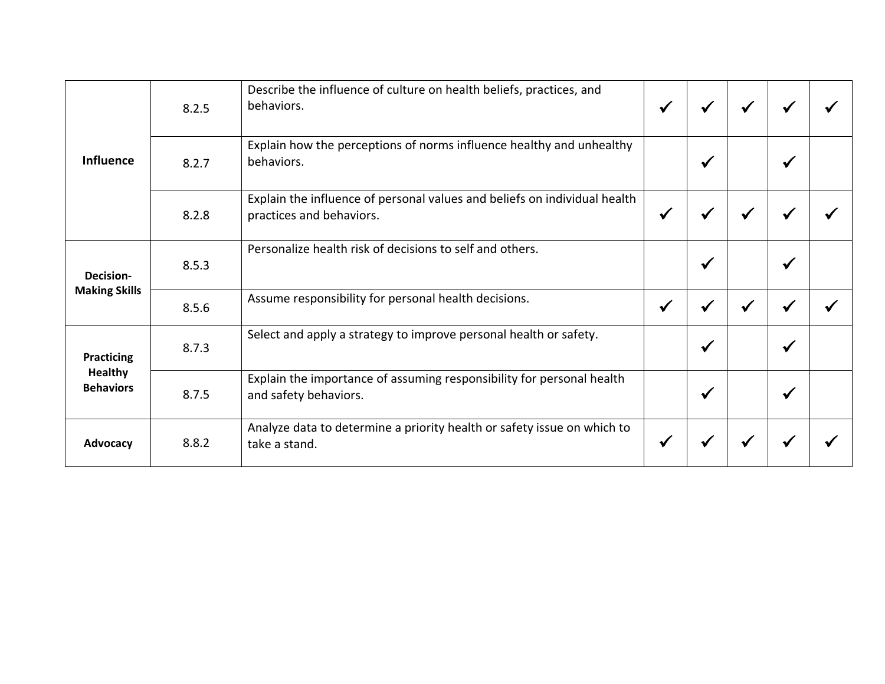| | | | | | | | |
|---|---|---|---|---|---|---|---|
| **Influence** | 8.2.5 | Describe the influence of culture on health beliefs, practices, and behaviors. | ✓ | ✓ | ✓ | ✓ | ✓ |
| | 8.2.7 | Explain how the perceptions of norms influence healthy and unhealthy behaviors. | | ✓ | | ✓ | |
| | 8.2.8 | Explain the influence of personal values and beliefs on individual health practices and behaviors. | ✓ | ✓ | ✓ | ✓ | ✓ |
| **Decision-Making Skills** | 8.5.3 | Personalize health risk of decisions to self and others. | | ✓ | | ✓ | |
| | 8.5.6 | Assume responsibility for personal health decisions. | ✓ | ✓ | ✓ | ✓ | ✓ |
| **Practicing Healthy Behaviors** | 8.7.3 | Select and apply a strategy to improve personal health or safety. | | ✓ | | ✓ | |
| | 8.7.5 | Explain the importance of assuming responsibility for personal health and safety behaviors. | | ✓ | | ✓ | |
| **Advocacy** | 8.8.2 | Analyze data to determine a priority health or safety issue on which to take a stand. | ✓ | ✓ | ✓ | ✓ | ✓ |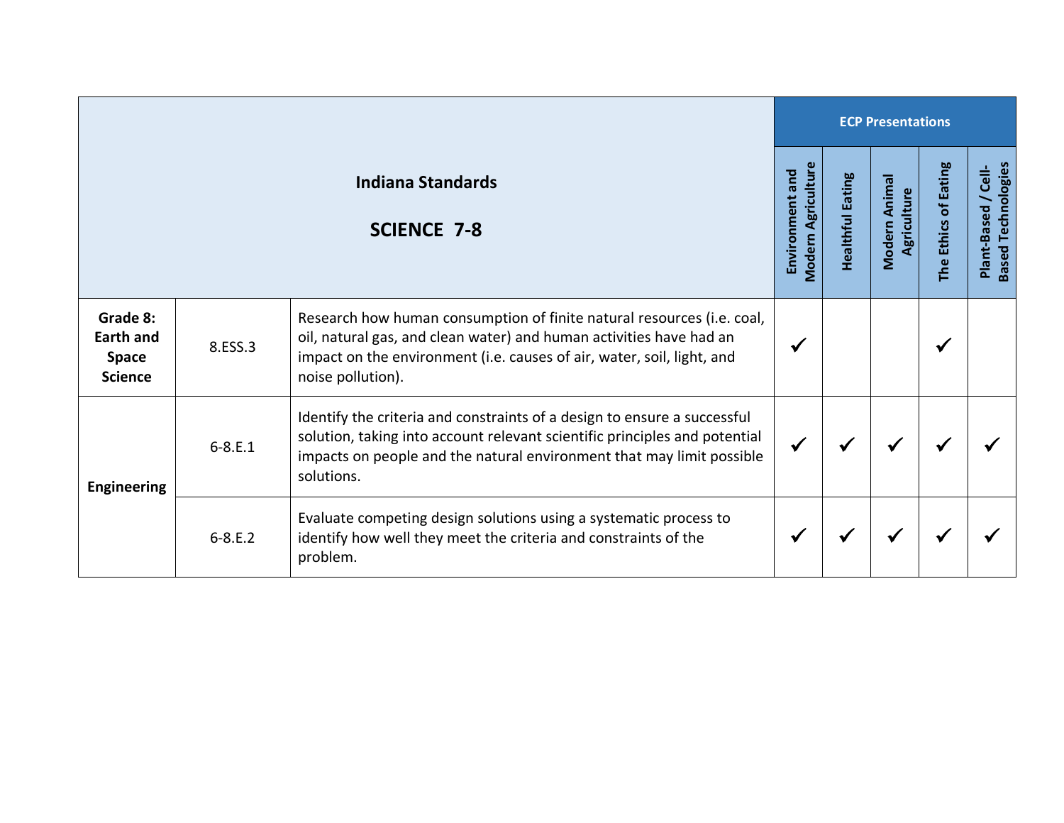| Indiana Standards<br><br>SCIENCE 7-8 | | | ECP Presentations | | | | |
|---|---|---|---|---|---|---|---|
| | | | Environment and Modern Agriculture | Healthful Eating | Modern Animal Agriculture | The Ethics of Eating | Plant-Based / Cell-Based Technologies |
| **Grade 8: Earth and Space Science** | 8.ESS.3 | Research how human consumption of finite natural resources (i.e. coal, oil, natural gas, and clean water) and human activities have had an impact on the environment (i.e. causes of air, water, soil, light, and noise pollution). | ✓ | | | ✓ | |
| **Engineering** | 6-8.E.1 | Identify the criteria and constraints of a design to ensure a successful solution, taking into account relevant scientific principles and potential impacts on people and the natural environment that may limit possible solutions. | ✓ | ✓ | ✓ | ✓ | ✓ |
| | 6-8.E.2 | Evaluate competing design solutions using a systematic process to identify how well they meet the criteria and constraints of the problem. | ✓ | ✓ | ✓ | ✓ | ✓ |